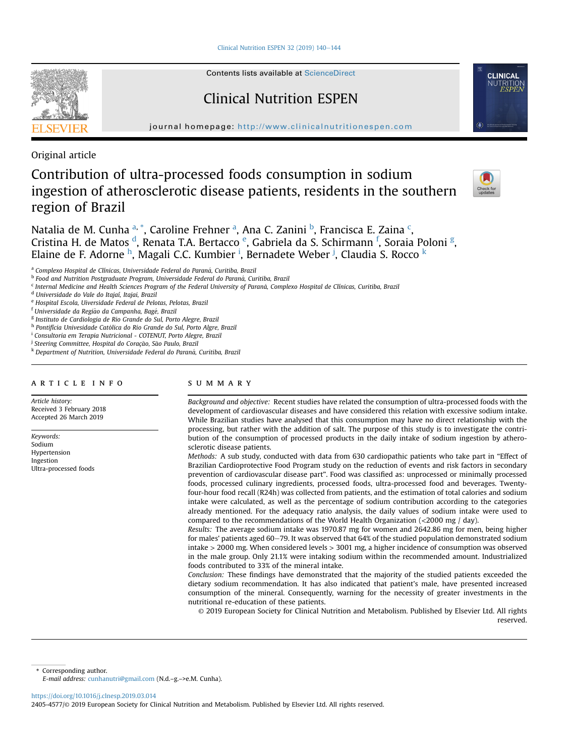Original article

# Contribution of ultra-processed foods consumption in sodium ingestion of atherosclerotic disease patients, residents in the southern region of Brazil

Natalia de M. Cunha [a,*], Caroline Frehner [a], Ana C. Zanini [b], Francisca E. Zaina [c], Cristina H. de Matos [d], Renata T.A. Bertacco [e], Gabriela da S. Schirmann [f], Soraia Poloni [g], Elaine de F. Adorne [h], Magali C.C. Kumbier [i], Bernadete Weber [j], Claudia S. Rocco [k]

[a] Complexo Hospital de Clínicas, Universidade Federal do Paraná, Curitiba, Brazil
[b] Food and Nutrition Postgraduate Program, Universidade Federal do Paraná, Curitiba, Brazil
[c] Internal Medicine and Health Sciences Program of the Federal University of Paraná, Complexo Hospital de Clínicas, Curitiba, Brazil
[d] Universidade do Vale do Itajaí, Itajaí, Brazil
[e] Hospital Escola, Uiversidade Federal de Pelotas, Pelotas, Brazil
[f] Universidade da Região da Campanha, Bagé, Brazil
[g] Instituto de Cardiologia de Rio Grande do Sul, Porto Alegre, Brazil
[h] Pontifícia Univesidade Católica do Rio Grande do Sul, Porto Algre, Brazil
[i] Consultoria em Terapia Nutricional - COTENUT, Porto Alegre, Brazil
[j] Steering Committee, Hospital do Coração, São Paulo, Brazil
[k] Department of Nutrition, Universidade Federal do Paraná, Curitiba, Brazil

## ARTICLE INFO

*Article history:*
Received 3 February 2018
Accepted 26 March 2019

*Keywords:*
Sodium
Hypertension
Ingestion
Ultra-processed foods

## SUMMARY

*Background and objective:* Recent studies have related the consumption of ultra-processed foods with the development of cardiovascular diseases and have considered this relation with excessive sodium intake. While Brazilian studies have analysed that this consumption may have no direct relationship with the processing, but rather with the addition of salt. The purpose of this study is to investigate the contribution of the consumption of processed products in the daily intake of sodium ingestion by atherosclerotic disease patients.

*Methods:* A sub study, conducted with data from 630 cardiopathic patients who take part in "Effect of Brazilian Cardioprotective Food Program study on the reduction of events and risk factors in secondary prevention of cardiovascular disease part". Food was classified as: unprocessed or minimally processed foods, processed culinary ingredients, processed foods, ultra-processed food and beverages. Twenty-four-hour food recall (R24h) was collected from patients, and the estimation of total calories and sodium intake were calculated, as well as the percentage of sodium contribution according to the categories already mentioned. For the adequacy ratio analysis, the daily values of sodium intake were used to compared to the recommendations of the World Health Organization (<2000 mg / day).

*Results:* The average sodium intake was 1970.87 mg for women and 2642.86 mg for men, being higher for males' patients aged 60–79. It was observed that 64% of the studied population demonstrated sodium intake > 2000 mg. When considered levels > 3001 mg, a higher incidence of consumption was observed in the male group. Only 21.1% were intaking sodium within the recommended amount. Industrialized foods contributed to 33% of the mineral intake.

*Conclusion:* These findings have demonstrated that the majority of the studied patients exceeded the dietary sodium recommendation. It has also indicated that patient's male, have presented increased consumption of the mineral. Consequently, warning for the necessity of greater investments in the nutritional re-education of these patients.

© 2019 European Society for Clinical Nutrition and Metabolism. Published by Elsevier Ltd. All rights reserved.

---

* Corresponding author.
*E-mail address:* cunhanutri@gmail.com (N.d.–g.–>e.M. Cunha).

https://doi.org/10.1016/j.clnesp.2019.03.014
2405-4577/© 2019 European Society for Clinical Nutrition and Metabolism. Published by Elsevier Ltd. All rights reserved.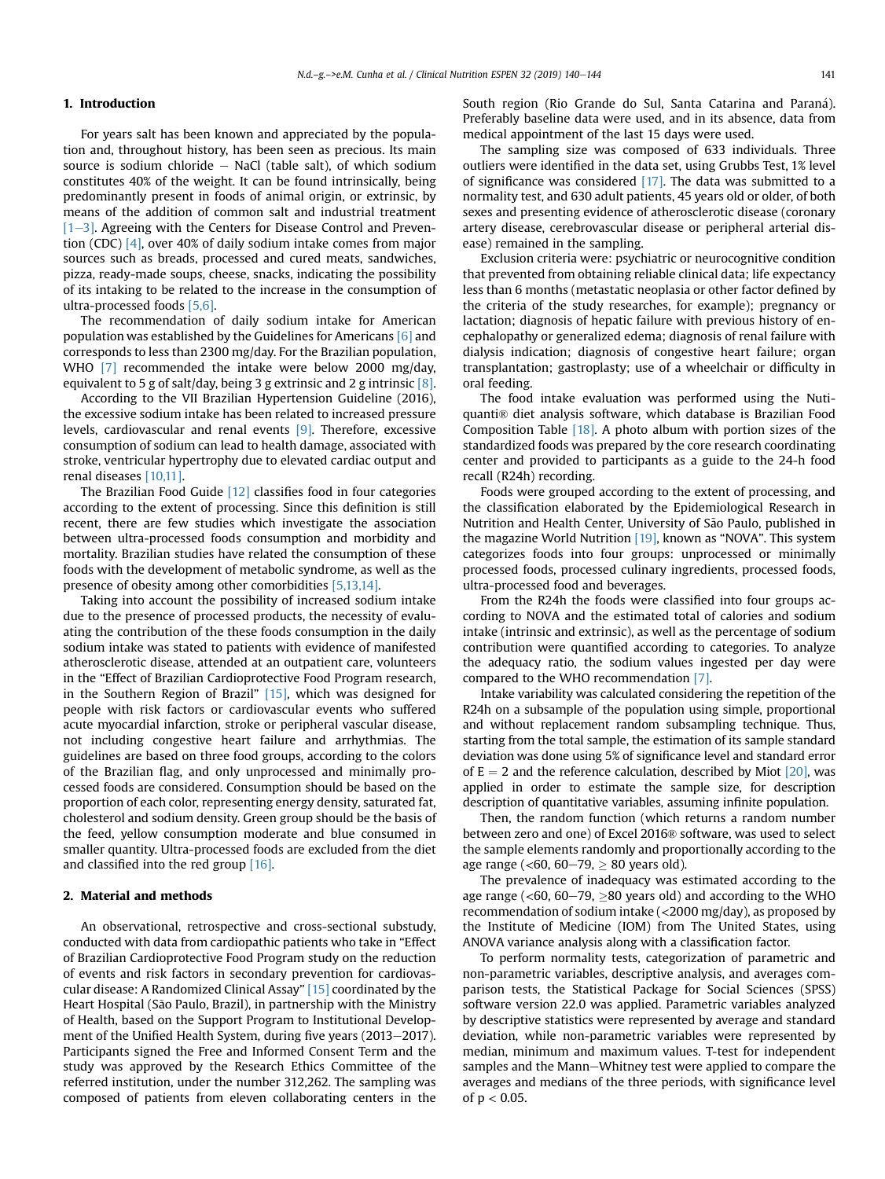## 1. Introduction

For years salt has been known and appreciated by the population and, throughout history, has been seen as precious. Its main source is sodium chloride − NaCl (table salt), of which sodium constitutes 40% of the weight. It can be found intrinsically, being predominantly present in foods of animal origin, or extrinsic, by means of the addition of common salt and industrial treatment [1–3]. Agreeing with the Centers for Disease Control and Prevention (CDC) [4], over 40% of daily sodium intake comes from major sources such as breads, processed and cured meats, sandwiches, pizza, ready-made soups, cheese, snacks, indicating the possibility of its intaking to be related to the increase in the consumption of ultra-processed foods [5,6].

The recommendation of daily sodium intake for American population was established by the Guidelines for Americans [6] and corresponds to less than 2300 mg/day. For the Brazilian population, WHO [7] recommended the intake were below 2000 mg/day, equivalent to 5 g of salt/day, being 3 g extrinsic and 2 g intrinsic [8].

According to the VII Brazilian Hypertension Guideline (2016), the excessive sodium intake has been related to increased pressure levels, cardiovascular and renal events [9]. Therefore, excessive consumption of sodium can lead to health damage, associated with stroke, ventricular hypertrophy due to elevated cardiac output and renal diseases [10,11].

The Brazilian Food Guide [12] classifies food in four categories according to the extent of processing. Since this definition is still recent, there are few studies which investigate the association between ultra-processed foods consumption and morbidity and mortality. Brazilian studies have related the consumption of these foods with the development of metabolic syndrome, as well as the presence of obesity among other comorbidities [5,13,14].

Taking into account the possibility of increased sodium intake due to the presence of processed products, the necessity of evaluating the contribution of the these foods consumption in the daily sodium intake was stated to patients with evidence of manifested atherosclerotic disease, attended at an outpatient care, volunteers in the "Effect of Brazilian Cardioprotective Food Program research, in the Southern Region of Brazil" [15], which was designed for people with risk factors or cardiovascular events who suffered acute myocardial infarction, stroke or peripheral vascular disease, not including congestive heart failure and arrhythmias. The guidelines are based on three food groups, according to the colors of the Brazilian flag, and only unprocessed and minimally processed foods are considered. Consumption should be based on the proportion of each color, representing energy density, saturated fat, cholesterol and sodium density. Green group should be the basis of the feed, yellow consumption moderate and blue consumed in smaller quantity. Ultra-processed foods are excluded from the diet and classified into the red group [16].

## 2. Material and methods

An observational, retrospective and cross-sectional substudy, conducted with data from cardiopathic patients who take in "Effect of Brazilian Cardioprotective Food Program study on the reduction of events and risk factors in secondary prevention for cardiovascular disease: A Randomized Clinical Assay" [15] coordinated by the Heart Hospital (São Paulo, Brazil), in partnership with the Ministry of Health, based on the Support Program to Institutional Development of the Unified Health System, during five years (2013–2017). Participants signed the Free and Informed Consent Term and the study was approved by the Research Ethics Committee of the referred institution, under the number 312,262. The sampling was composed of patients from eleven collaborating centers in the South region (Rio Grande do Sul, Santa Catarina and Paraná). Preferably baseline data were used, and in its absence, data from medical appointment of the last 15 days were used.

The sampling size was composed of 633 individuals. Three outliers were identified in the data set, using Grubbs Test, 1% level of significance was considered [17]. The data was submitted to a normality test, and 630 adult patients, 45 years old or older, of both sexes and presenting evidence of atherosclerotic disease (coronary artery disease, cerebrovascular disease or peripheral arterial disease) remained in the sampling.

Exclusion criteria were: psychiatric or neurocognitive condition that prevented from obtaining reliable clinical data; life expectancy less than 6 months (metastatic neoplasia or other factor defined by the criteria of the study researches, for example); pregnancy or lactation; diagnosis of hepatic failure with previous history of encephalopathy or generalized edema; diagnosis of renal failure with dialysis indication; diagnosis of congestive heart failure; organ transplantation; gastroplasty; use of a wheelchair or difficulty in oral feeding.

The food intake evaluation was performed using the Nutiquanti® diet analysis software, which database is Brazilian Food Composition Table [18]. A photo album with portion sizes of the standardized foods was prepared by the core research coordinating center and provided to participants as a guide to the 24-h food recall (R24h) recording.

Foods were grouped according to the extent of processing, and the classification elaborated by the Epidemiological Research in Nutrition and Health Center, University of São Paulo, published in the magazine World Nutrition [19], known as "NOVA". This system categorizes foods into four groups: unprocessed or minimally processed foods, processed culinary ingredients, processed foods, ultra-processed food and beverages.

From the R24h the foods were classified into four groups according to NOVA and the estimated total of calories and sodium intake (intrinsic and extrinsic), as well as the percentage of sodium contribution were quantified according to categories. To analyze the adequacy ratio, the sodium values ingested per day were compared to the WHO recommendation [7].

Intake variability was calculated considering the repetition of the R24h on a subsample of the population using simple, proportional and without replacement random subsampling technique. Thus, starting from the total sample, the estimation of its sample standard deviation was done using 5% of significance level and standard error of $E = 2$ and the reference calculation, described by Miot [20], was applied in order to estimate the sample size, for description description of quantitative variables, assuming infinite population.

Then, the random function (which returns a random number between zero and one) of Excel 2016® software, was used to select the sample elements randomly and proportionally according to the age range (<60, 60–79, ≥ 80 years old).

The prevalence of inadequacy was estimated according to the age range (<60, 60–79, ≥80 years old) and according to the WHO recommendation of sodium intake (<2000 mg/day), as proposed by the Institute of Medicine (IOM) from The United States, using ANOVA variance analysis along with a classification factor.

To perform normality tests, categorization of parametric and non-parametric variables, descriptive analysis, and averages comparison tests, the Statistical Package for Social Sciences (SPSS) software version 22.0 was applied. Parametric variables analyzed by descriptive statistics were represented by average and standard deviation, while non-parametric variables were represented by median, minimum and maximum values. T-test for independent samples and the Mann–Whitney test were applied to compare the averages and medians of the three periods, with significance level of $p < 0.05$.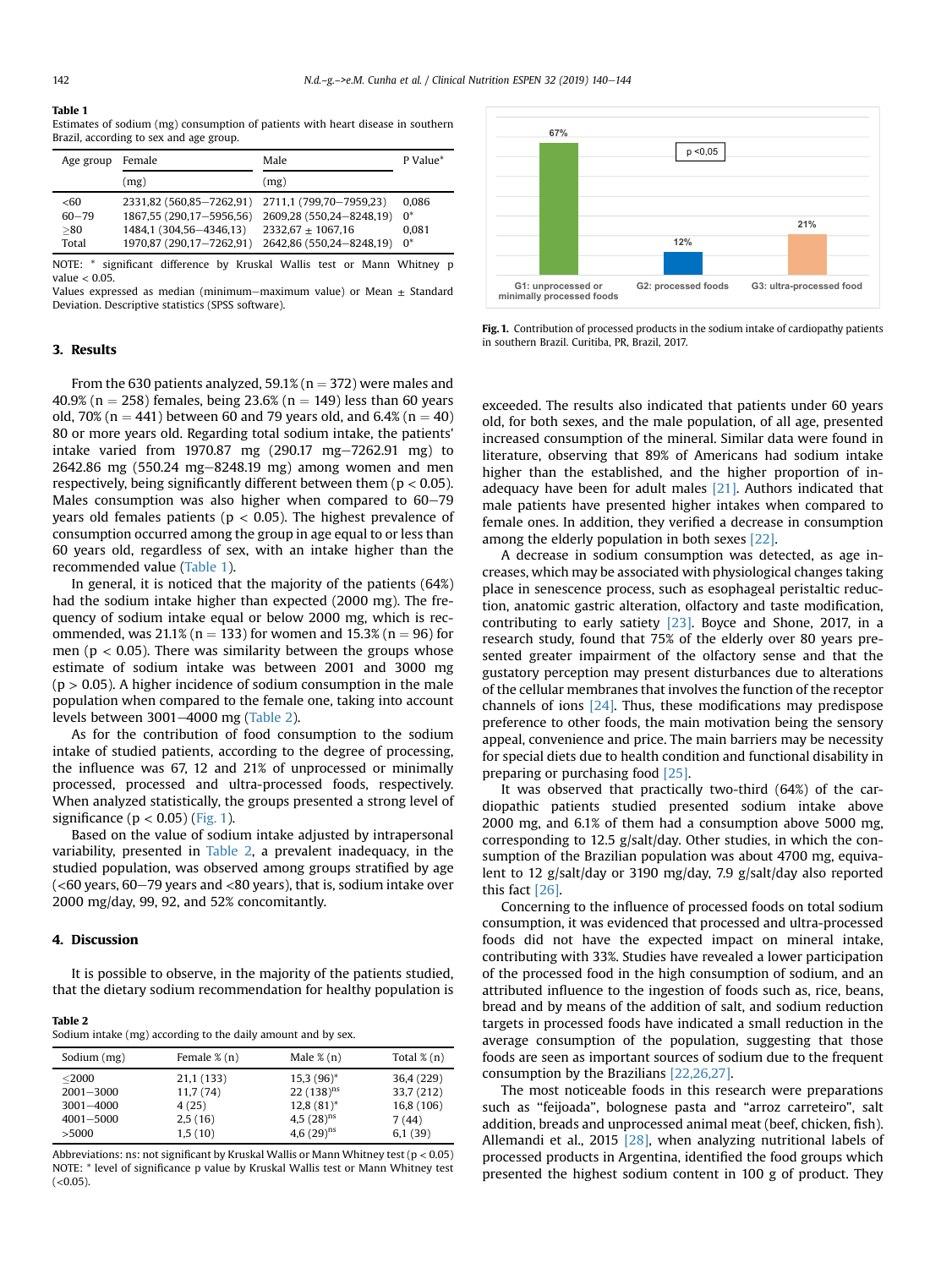**Table 1**
Estimates of sodium (mg) consumption of patients with heart disease in southern Brazil, according to sex and age group.

| Age group | Female | Male | P Value* |
|---|---|---|---|
| | (mg) | (mg) | |
| <60 | 2331,82 (560,85–7262,91) | 2711,1 (799,70–7959,23) | 0,086 |
| 60–79 | 1867,55 (290,17–5956,56) | 2609,28 (550,24–8248,19) | 0* |
| ≥80 | 1484,1 (304,56–4346,13) | 2332,67 ± 1067,16 | 0,081 |
| Total | 1970,87 (290,17–7262,91) | 2642,86 (550,24–8248,19) | 0* |

NOTE: * significant difference by Kruskal Wallis test or Mann Whitney p value < 0.05.
Values expressed as median (minimum–maximum value) or Mean ± Standard Deviation. Descriptive statistics (SPSS software).

## 3. Results

From the 630 patients analyzed, 59.1% (n = 372) were males and 40.9% (n = 258) females, being 23.6% (n = 149) less than 60 years old, 70% (n = 441) between 60 and 79 years old, and 6.4% (n = 40) 80 or more years old. Regarding total sodium intake, the patients' intake varied from 1970.87 mg (290.17 mg–7262.91 mg) to 2642.86 mg (550.24 mg–8248.19 mg) among women and men respectively, being significantly different between them ($p < 0.05$). Males consumption was also higher when compared to 60–79 years old females patients ($p < 0.05$). The highest prevalence of consumption occurred among the group in age equal to or less than 60 years old, regardless of sex, with an intake higher than the recommended value (Table 1).

In general, it is noticed that the majority of the patients (64%) had the sodium intake higher than expected (2000 mg). The frequency of sodium intake equal or below 2000 mg, which is recommended, was 21.1% (n = 133) for women and 15.3% (n = 96) for men ($p < 0.05$). There was similarity between the groups whose estimate of sodium intake was between 2001 and 3000 mg ($p > 0.05$). A higher incidence of sodium consumption in the male population when compared to the female one, taking into account levels between 3001–4000 mg (Table 2).

As for the contribution of food consumption to the sodium intake of studied patients, according to the degree of processing, the influence was 67, 12 and 21% of unprocessed or minimally processed, processed and ultra-processed foods, respectively. When analyzed statistically, the groups presented a strong level of significance ($p < 0.05$) (Fig. 1).

Based on the value of sodium intake adjusted by intrapersonal variability, presented in Table 2, a prevalent inadequacy, in the studied population, was observed among groups stratified by age (<60 years, 60–79 years and <80 years), that is, sodium intake over 2000 mg/day, 99, 92, and 52% concomitantly.

## 4. Discussion

It is possible to observe, in the majority of the patients studied, that the dietary sodium recommendation for healthy population is exceeded. The results also indicated that patients under 60 years old, for both sexes, and the male population, of all age, presented increased consumption of the mineral. Similar data were found in literature, observing that 89% of Americans had sodium intake higher than the established, and the higher proportion of inadequacy have been for adult males [21]. Authors indicated that male patients have presented higher intakes when compared to female ones. In addition, they verified a decrease in consumption among the elderly population in both sexes [22].

A decrease in sodium consumption was detected, as age increases, which may be associated with physiological changes taking place in senescence process, such as esophageal peristaltic reduction, anatomic gastric alteration, olfactory and taste modification, contributing to early satiety [23]. Boyce and Shone, 2017, in a research study, found that 75% of the elderly over 80 years presented greater impairment of the olfactory sense and that the gustatory perception may present disturbances due to alterations of the cellular membranes that involves the function of the receptor channels of ions [24]. Thus, these modifications may predispose preference to other foods, the main motivation being the sensory appeal, convenience and price. The main barriers may be necessity for special diets due to health condition and functional disability in preparing or purchasing food [25].

It was observed that practically two-third (64%) of the cardiopathic patients studied presented sodium intake above 2000 mg, and 6.1% of them had a consumption above 5000 mg, corresponding to 12.5 g/salt/day. Other studies, in which the consumption of the Brazilian population was about 4700 mg, equivalent to 12 g/salt/day or 3190 mg/day, 7.9 g/salt/day also reported this fact [26].

Concerning to the influence of processed foods on total sodium consumption, it was evidenced that processed and ultra-processed foods did not have the expected impact on mineral intake, contributing with 33%. Studies have revealed a lower participation of the processed food in the high consumption of sodium, and an attributed influence to the ingestion of foods such as, rice, beans, bread and by means of the addition of salt, and sodium reduction targets in processed foods have indicated a small reduction in the average consumption of the population, suggesting that those foods are seen as important sources of sodium due to the frequent consumption by the Brazilians [22,26,27].

The most noticeable foods in this research were preparations such as "feijoada", bolognese pasta and "arroz carreteiro", salt addition, breads and unprocessed animal meat (beef, chicken, fish). Allemandi et al., 2015 [28], when analyzing nutritional labels of processed products in Argentina, identified the food groups which presented the highest sodium content in 100 g of product. They

**Table 2**
Sodium intake (mg) according to the daily amount and by sex.

| Sodium (mg) | Female % (n) | Male % (n) | Total % (n) |
|---|---|---|---|
| ≤2000 | 21,1 (133) | 15,3 (96)* | 36,4 (229) |
| 2001–3000 | 11,7 (74) | 22 (138)[ns] | 33,7 (212) |
| 3001–4000 | 4 (25) | 12,8 (81)* | 16,8 (106) |
| 4001–5000 | 2,5 (16) | 4,5 (28)[ns] | 7 (44) |
| >5000 | 1,5 (10) | 4,6 (29)[ns] | 6,1 (39) |

Abbreviations: ns: not significant by Kruskal Wallis or Mann Whitney test ($p < 0.05$)
NOTE: * level of significance p value by Kruskal Wallis test or Mann Whitney test (<0.05).

| Group | Contribution (%) |
|---|---|
| G1: unprocessed or minimally processed foods | 67% |
| G2: processed foods | 12% |
| G3: ultra-processed food | 21% |

p <0,05

**Fig. 1.** Contribution of processed products in the sodium intake of cardiopathy patients in southern Brazil. Curitiba, PR, Brazil, 2017.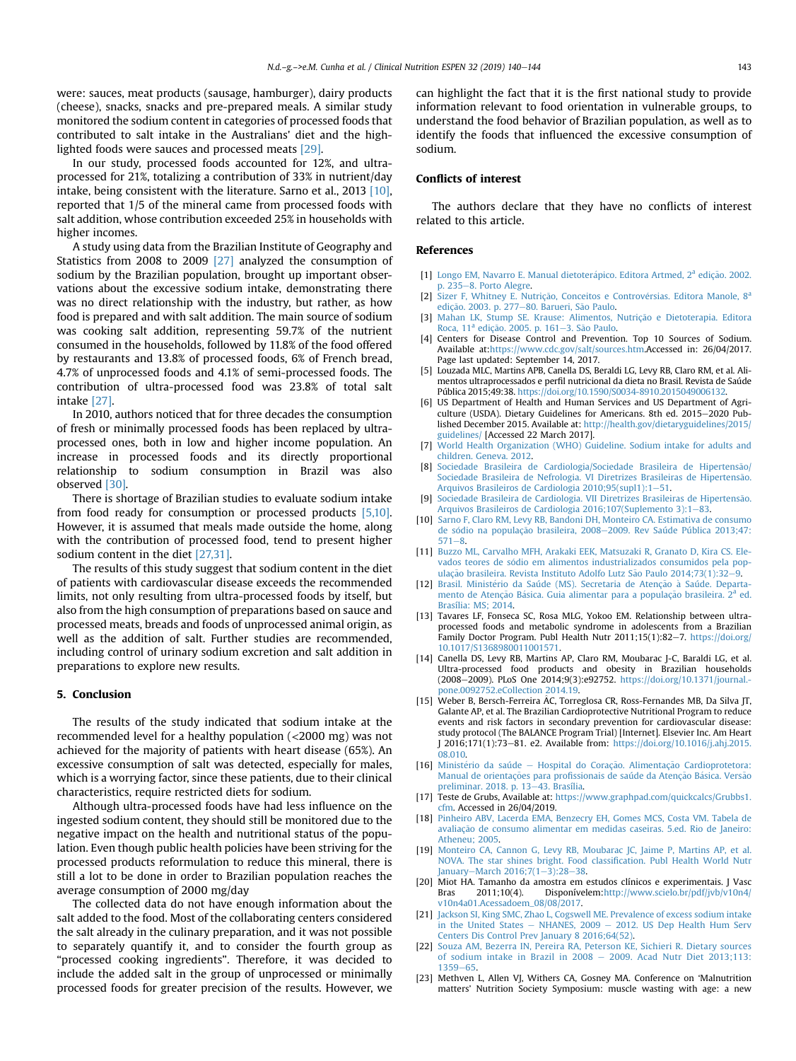were: sauces, meat products (sausage, hamburger), dairy products (cheese), snacks, snacks and pre-prepared meals. A similar study monitored the sodium content in categories of processed foods that contributed to salt intake in the Australians' diet and the highlighted foods were sauces and processed meats [29].

In our study, processed foods accounted for 12%, and ultra-processed for 21%, totalizing a contribution of 33% in nutrient/day intake, being consistent with the literature. Sarno et al., 2013 [10], reported that 1/5 of the mineral came from processed foods with salt addition, whose contribution exceeded 25% in households with higher incomes.

A study using data from the Brazilian Institute of Geography and Statistics from 2008 to 2009 [27] analyzed the consumption of sodium by the Brazilian population, brought up important observations about the excessive sodium intake, demonstrating there was no direct relationship with the industry, but rather, as how food is prepared and with salt addition. The main source of sodium was cooking salt addition, representing 59.7% of the nutrient consumed in the households, followed by 11.8% of the food offered by restaurants and 13.8% of processed foods, 6% of French bread, 4.7% of unprocessed foods and 4.1% of semi-processed foods. The contribution of ultra-processed food was 23.8% of total salt intake [27].

In 2010, authors noticed that for three decades the consumption of fresh or minimally processed foods has been replaced by ultra-processed ones, both in low and higher income population. An increase in processed foods and its directly proportional relationship to sodium consumption in Brazil was also observed [30].

There is shortage of Brazilian studies to evaluate sodium intake from food ready for consumption or processed products [5,10]. However, it is assumed that meals made outside the home, along with the contribution of processed food, tend to present higher sodium content in the diet [27,31].

The results of this study suggest that sodium content in the diet of patients with cardiovascular disease exceeds the recommended limits, not only resulting from ultra-processed foods by itself, but also from the high consumption of preparations based on sauce and processed meats, breads and foods of unprocessed animal origin, as well as the addition of salt. Further studies are recommended, including control of urinary sodium excretion and salt addition in preparations to explore new results.

## 5. Conclusion

The results of the study indicated that sodium intake at the recommended level for a healthy population (<2000 mg) was not achieved for the majority of patients with heart disease (65%). An excessive consumption of salt was detected, especially for males, which is a worrying factor, since these patients, due to their clinical characteristics, require restricted diets for sodium.

Although ultra-processed foods have had less influence on the ingested sodium content, they should still be monitored due to the negative impact on the health and nutritional status of the population. Even though public health policies have been striving for the processed products reformulation to reduce this mineral, there is still a lot to be done in order to Brazilian population reaches the average consumption of 2000 mg/day

The collected data do not have enough information about the salt added to the food. Most of the collaborating centers considered the salt already in the culinary preparation, and it was not possible to separately quantify it, and to consider the fourth group as "processed cooking ingredients". Therefore, it was decided to include the added salt in the group of unprocessed or minimally processed foods for greater precision of the results. However, we can highlight the fact that it is the first national study to provide information relevant to food orientation in vulnerable groups, to understand the food behavior of Brazilian population, as well as to identify the foods that influenced the excessive consumption of sodium.

## Conflicts of interest

The authors declare that they have no conflicts of interest related to this article.

## References

[1] Longo EM, Navarro E. Manual dietoterápico. Editora Artmed, 2ª edição. 2002. p. 235–8. Porto Alegre.

[2] Sizer F, Whitney E. Nutrição, Conceitos e Controvérsias. Editora Manole, 8ª edição. 2003. p. 277–80. Barueri, São Paulo.

[3] Mahan LK, Stump SE. Krause: Alimentos, Nutrição e Dietoterapia. Editora Roca, 11ª edição. 2005. p. 161–3. São Paulo.

[4] Centers for Disease Control and Prevention. Top 10 Sources of Sodium. Available at:https://www.cdc.gov/salt/sources.htm.Accessed in: 26/04/2017. Page last updated: September 14, 2017.

[5] Louzada MLC, Martins APB, Canella DS, Beraldi LG, Levy RB, Claro RM, et al. Alimentos ultraprocessados e perfil nutricional da dieta no Brasil. Revista de Saúde Pública 2015;49:38. https://doi.org/10.1590/S0034-8910.2015049006132.

[6] US Department of Health and Human Services and US Department of Agriculture (USDA). Dietary Guidelines for Americans. 8th ed. 2015–2020 Published December 2015. Available at: http://health.gov/dietaryguidelines/2015/guidelines/ [Accessed 22 March 2017].

[7] World Health Organization (WHO) Guideline. Sodium intake for adults and children. Geneva. 2012.

[8] Sociedade Brasileira de Cardiologia/Sociedade Brasileira de Hipertensão/Sociedade Brasileira de Nefrologia. VI Diretrizes Brasileiras de Hipertensão. Arquivos Brasileiros de Cardiologia 2010;95(supl1):1–51.

[9] Sociedade Brasileira de Cardiologia. VII Diretrizes Brasileiras de Hipertensão. Arquivos Brasileiros de Cardiologia 2016;107(Suplemento 3):1–83.

[10] Sarno F, Claro RM, Levy RB, Bandoni DH, Monteiro CA. Estimativa de consumo de sódio na população brasileira, 2008–2009. Rev Saúde Pública 2013;47:571–8.

[11] Buzzo ML, Carvalho MFH, Arakaki EEK, Matsuzaki R, Granato D, Kira CS. Elevados teores de sódio em alimentos industrializados consumidos pela população brasileira. Revista Instituto Adolfo Lutz São Paulo 2014;73(1):32–9.

[12] Brasil. Ministério da Saúde (MS). Secretaria de Atenção à Saúde. Departamento de Atenção Básica. Guia alimentar para a população brasileira. 2ª ed. Brasília: MS; 2014.

[13] Tavares LF, Fonseca SC, Rosa MLG, Yokoo EM. Relationship between ultra-processed foods and metabolic syndrome in adolescents from a Brazilian Family Doctor Program. Publ Health Nutr 2011;15(1):82–7. https://doi.org/10.1017/S1368980011001571.

[14] Canella DS, Levy RB, Martins AP, Claro RM, Moubarac J-C, Baraldi LG, et al. Ultra-processed food products and obesity in Brazilian households (2008–2009). PLoS One 2014;9(3):e92752. https://doi.org/10.1371/journal.pone.0092752.eCollection 2014.19.

[15] Weber B, Bersch-Ferreira AC, Torreglosa CR, Ross-Fernandes MB, Da Silva JT, Galante AP, et al. The Brazilian Cardioprotective Nutritional Program to reduce events and risk factors in secondary prevention for cardiovascular disease: study protocol (The BALANCE Program Trial) [Internet]. Elsevier Inc. Am Heart J 2016;171(1):73–81. e2. Available from: https://doi.org/10.1016/j.ahj.2015.08.010.

[16] Ministério da saúde – Hospital do Coração. Alimentação Cardioprotetora: Manual de orientações para profissionais de saúde da Atenção Básica. Versão preliminar. 2018. p. 13–43. Brasília.

[17] Teste de Grubs, Available at: https://www.graphpad.com/quickcalcs/Grubbs1.cfm. Accessed in 26/04/2019.

[18] Pinheiro ABV, Lacerda EMA, Benzecry EH, Gomes MCS, Costa VM. Tabela de avaliação de consumo alimentar em medidas caseiras. 5.ed. Rio de Janeiro: Atheneu; 2005.

[19] Monteiro CA, Cannon G, Levy RB, Moubarac JC, Jaime P, Martins AP, et al. NOVA. The star shines bright. Food classification. Publ Health World Nutr January–March 2016;7(1–3):28–38.

[20] Miot HA. Tamanho da amostra em estudos clínicos e experimentais. J Vasc Bras 2011;10(4). Disponívelem:http://www.scielo.br/pdf/jvb/v10n4/v10n4a01.Acessadoem_08/08/2017.

[21] Jackson SI, King SMC, Zhao L, Cogswell ME. Prevalence of excess sodium intake in the United States – NHANES, 2009 – 2012. US Dep Health Hum Serv Centers Dis Control Prev January 8 2016;64(52).

[22] Souza AM, Bezerra IN, Pereira RA, Peterson KE, Sichieri R. Dietary sources of sodium intake in Brazil in 2008 – 2009. Acad Nutr Diet 2013;113:1359–65.

[23] Methven L, Allen VJ, Withers CA, Gosney MA. Conference on 'Malnutrition matters' Nutrition Society Symposium: muscle wasting with age: a new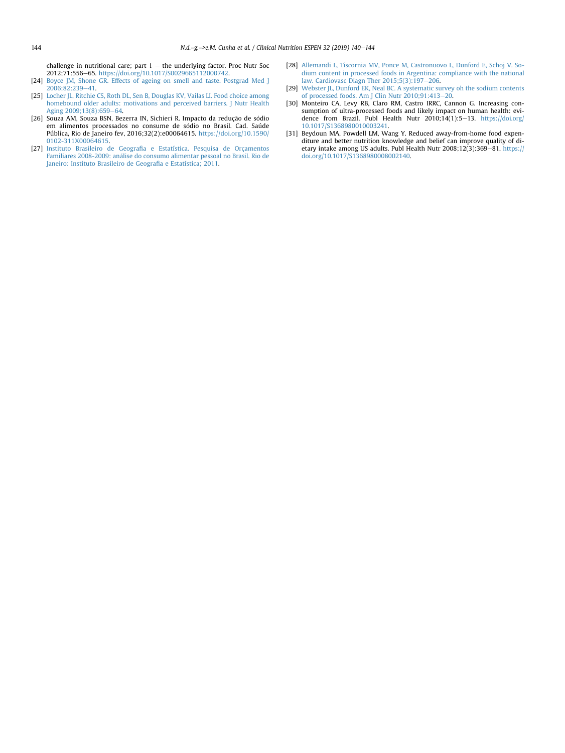challenge in nutritional care; part 1 – the underlying factor. Proc Nutr Soc 2012;71:556–65. https://doi.org/10.1017/S0029665112000742.

[24] Boyce JM, Shone GR. Effects of ageing on smell and taste. Postgrad Med J 2006;82:239–41.

[25] Locher JL, Ritchie CS, Roth DL, Sen B, Douglas KV, Vailas LI. Food choice among homebound older adults: motivations and perceived barriers. J Nutr Health Aging 2009;13(8):659–64.

[26] Souza AM, Souza BSN, Bezerra IN, Sichieri R. Impacto da redução de sódio em alimentos processados no consume de sódio no Brasil. Cad. Saúde Pública, Rio de Janeiro fev, 2016;32(2):e00064615. https://doi.org/10.1590/0102-311X00064615.

[27] Instituto Brasileiro de Geografia e Estatística. Pesquisa de Orçamentos Familiares 2008-2009: análise do consumo alimentar pessoal no Brasil. Rio de Janeiro: Instituto Brasileiro de Geografia e Estatística; 2011.

[28] Allemandi L, Tiscornia MV, Ponce M, Castronuovo L, Dunford E, Schoj V. Sodium content in processed foods in Argentina: compliance with the national law. Cardiovasc Diagn Ther 2015;5(3):197–206.

[29] Webster JL, Dunford EK, Neal BC. A systematic survey oh the sodium contents of processed foods. Am J Clin Nutr 2010;91:413–20.

[30] Monteiro CA, Levy RB, Claro RM, Castro IRRC, Cannon G. Increasing consumption of ultra-processed foods and likely impact on human health: evidence from Brazil. Publ Health Nutr 2010;14(1):5–13. https://doi.org/10.1017/S1368980010003241.

[31] Beydoun MA, Powdell LM, Wang Y. Reduced away-from-home food expenditure and better nutrition knowledge and belief can improve quality of dietary intake among US adults. Publ Health Nutr 2008;12(3):369–81. https://doi.org/10.1017/S1368980008002140.